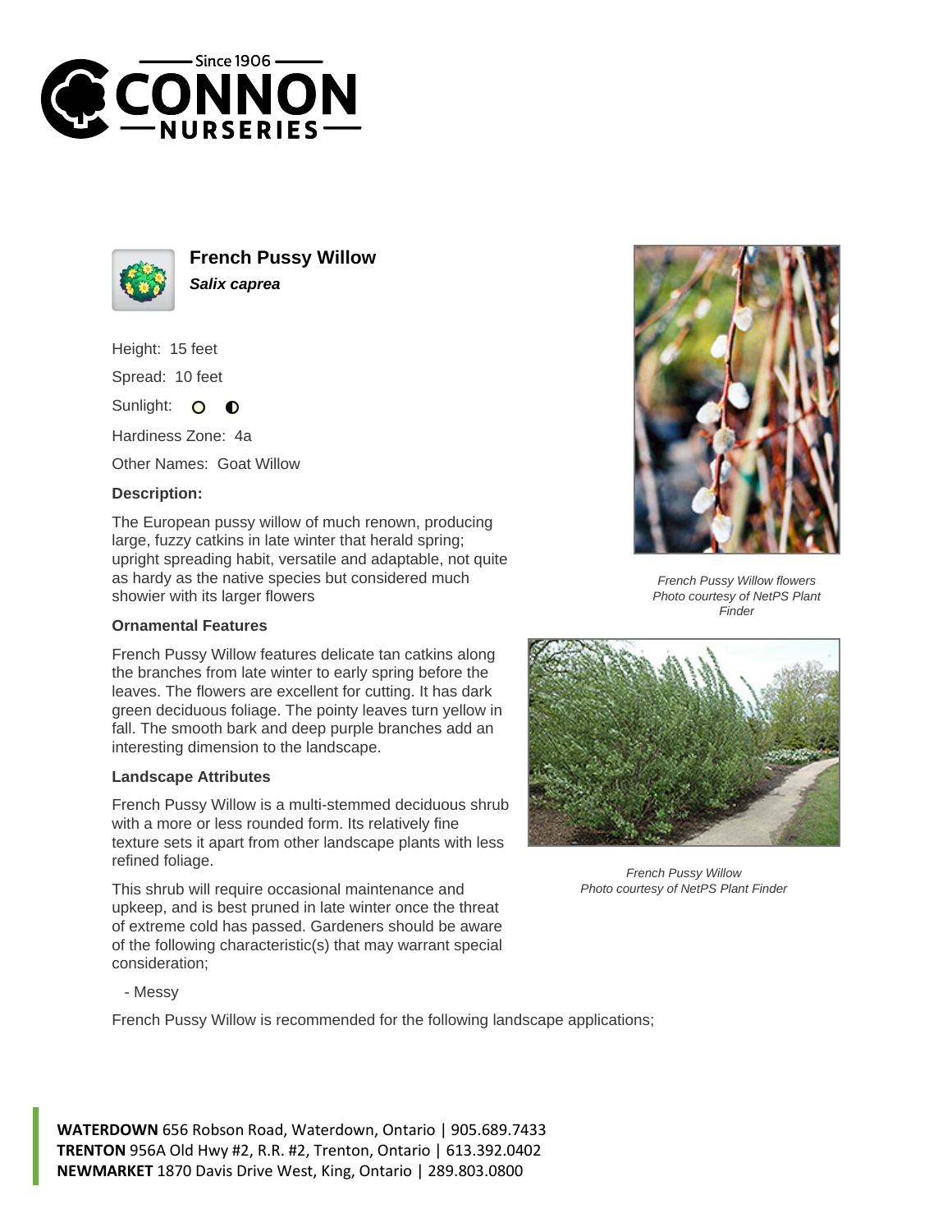# French Pussy Willow

***Salix caprea***

Height: 15 feet

Spread: 10 feet

Sunlight: ○ ◐

Hardiness Zone: 4a

Other Names: Goat Willow

### Description:

The European pussy willow of much renown, producing large, fuzzy catkins in late winter that herald spring; upright spreading habit, versatile and adaptable, not quite as hardy as the native species but considered much showier with its larger flowers

### Ornamental Features

French Pussy Willow features delicate tan catkins along the branches from late winter to early spring before the leaves. The flowers are excellent for cutting. It has dark green deciduous foliage. The pointy leaves turn yellow in fall. The smooth bark and deep purple branches add an interesting dimension to the landscape.

### Landscape Attributes

French Pussy Willow is a multi-stemmed deciduous shrub with a more or less rounded form. Its relatively fine texture sets it apart from other landscape plants with less refined foliage.

This shrub will require occasional maintenance and upkeep, and is best pruned in late winter once the threat of extreme cold has passed. Gardeners should be aware of the following characteristic(s) that may warrant special consideration;

- Messy

French Pussy Willow is recommended for the following landscape applications;

*French Pussy Willow flowers Photo courtesy of NetPS Plant Finder*

*French Pussy Willow Photo courtesy of NetPS Plant Finder*

**WATERDOWN** 656 Robson Road, Waterdown, Ontario | 905.689.7433
**TRENTON** 956A Old Hwy #2, R.R. #2, Trenton, Ontario | 613.392.0402
**NEWMARKET** 1870 Davis Drive West, King, Ontario | 289.803.0800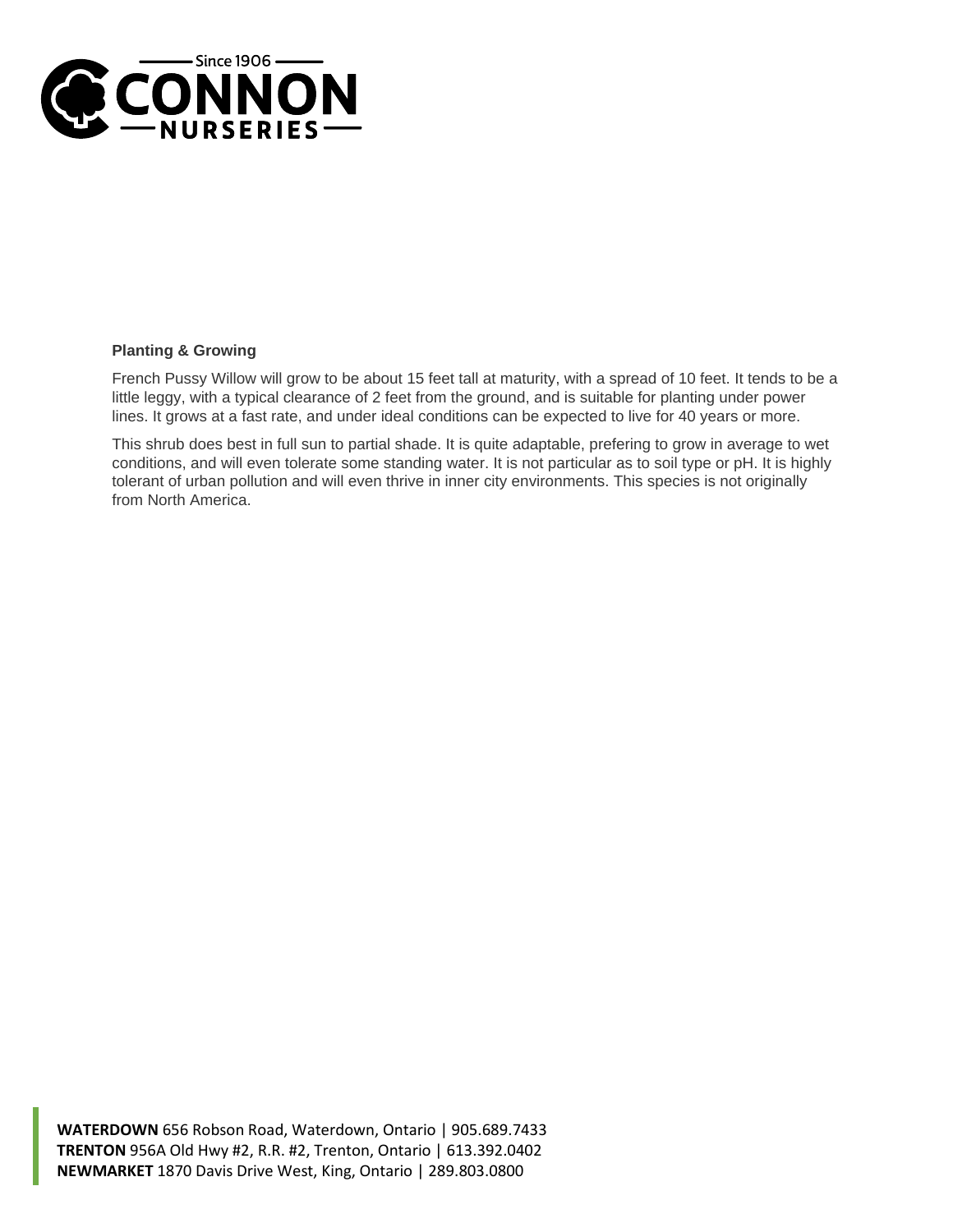**Planting & Growing**

French Pussy Willow will grow to be about 15 feet tall at maturity, with a spread of 10 feet. It tends to be a little leggy, with a typical clearance of 2 feet from the ground, and is suitable for planting under power lines. It grows at a fast rate, and under ideal conditions can be expected to live for 40 years or more.

This shrub does best in full sun to partial shade. It is quite adaptable, prefering to grow in average to wet conditions, and will even tolerate some standing water. It is not particular as to soil type or pH. It is highly tolerant of urban pollution and will even thrive in inner city environments. This species is not originally from North America.